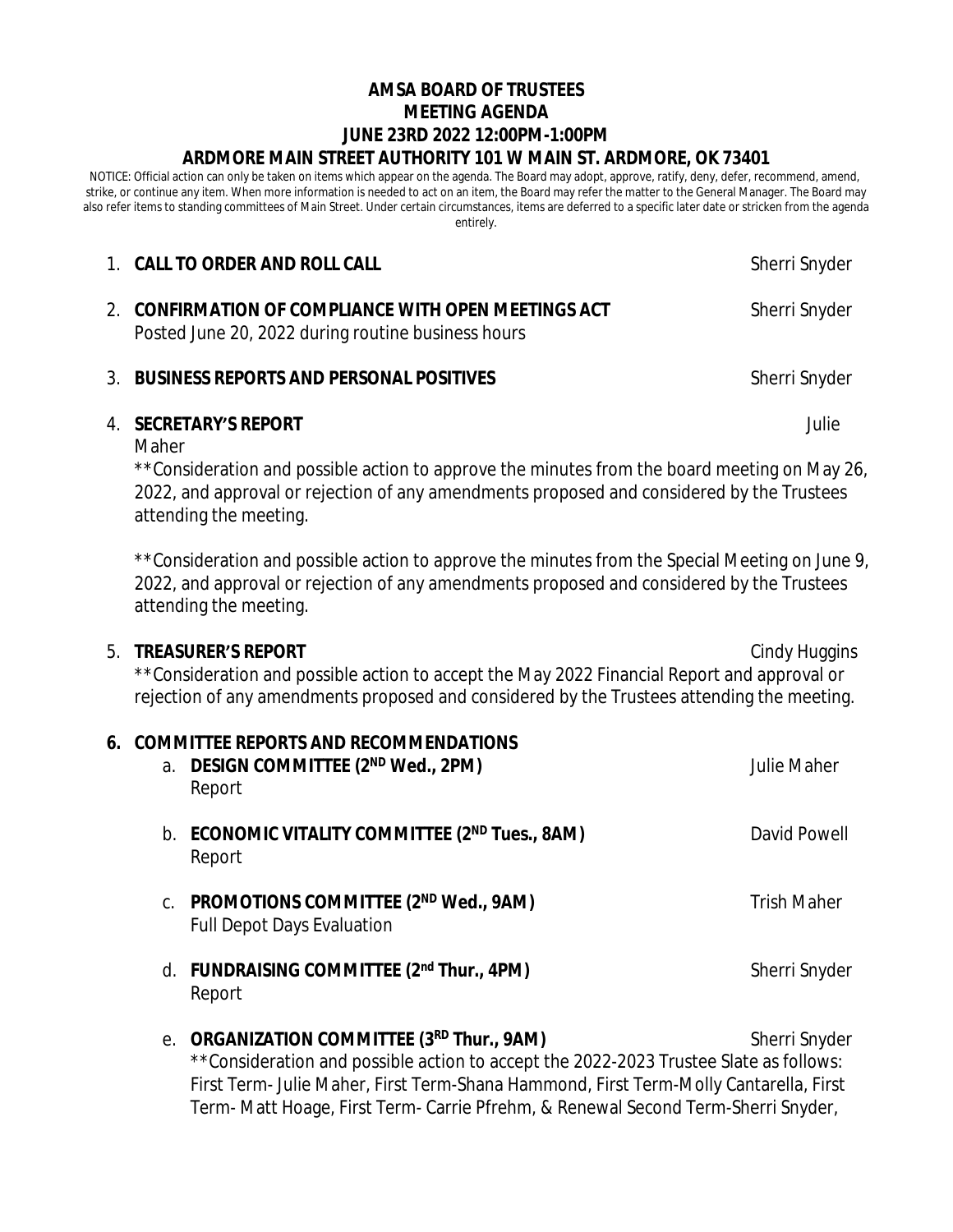**AMSA BOARD OF TRUSTEES**
**MEETING AGENDA**
**JUNE 23RD 2022 12:00PM-1:00PM**
**ARDMORE MAIN STREET AUTHORITY 101 W MAIN ST. ARDMORE, OK 73401**

NOTICE: Official action can only be taken on items which appear on the agenda. The Board may adopt, approve, ratify, deny, defer, recommend, amend, strike, or continue any item. When more information is needed to act on an item, the Board may refer the matter to the General Manager. The Board may also refer items to standing committees of Main Street. Under certain circumstances, items are deferred to a specific later date or stricken from the agenda entirely.

1. **CALL TO ORDER AND ROLL CALL** — Sherri Snyder

2. **CONFIRMATION OF COMPLIANCE WITH OPEN MEETINGS ACT** — Sherri Snyder
   Posted June 20, 2022 during routine business hours

3. **BUSINESS REPORTS AND PERSONAL POSITIVES** — Sherri Snyder

4. **SECRETARY'S REPORT** — Julie Maher

   **Consideration and possible action to approve the minutes from the board meeting on May 26, 2022, and approval or rejection of any amendments proposed and considered by the Trustees attending the meeting.

   **Consideration and possible action to approve the minutes from the Special Meeting on June 9, 2022, and approval or rejection of any amendments proposed and considered by the Trustees attending the meeting.

5. **TREASURER'S REPORT** — Cindy Huggins
   **Consideration and possible action to accept the May 2022 Financial Report and approval or rejection of any amendments proposed and considered by the Trustees attending the meeting.

6. **COMMITTEE REPORTS AND RECOMMENDATIONS**
   a. **DESIGN COMMITTEE (2ND Wed., 2PM)** — Julie Maher
      Report

   b. **ECONOMIC VITALITY COMMITTEE (2ND Tues., 8AM)** — David Powell
      Report

   c. **PROMOTIONS COMMITTEE (2ND Wed., 9AM)** — Trish Maher
      Full Depot Days Evaluation

   d. **FUNDRAISING COMMITTEE (2nd Thur., 4PM)** — Sherri Snyder
      Report

   e. **ORGANIZATION COMMITTEE (3RD Thur., 9AM)** — Sherri Snyder
      **Consideration and possible action to accept the 2022-2023 Trustee Slate as follows: First Term- Julie Maher, First Term-Shana Hammond, First Term-Molly Cantarella, First Term- Matt Hoage, First Term- Carrie Pfrehm, & Renewal Second Term-Sherri Snyder,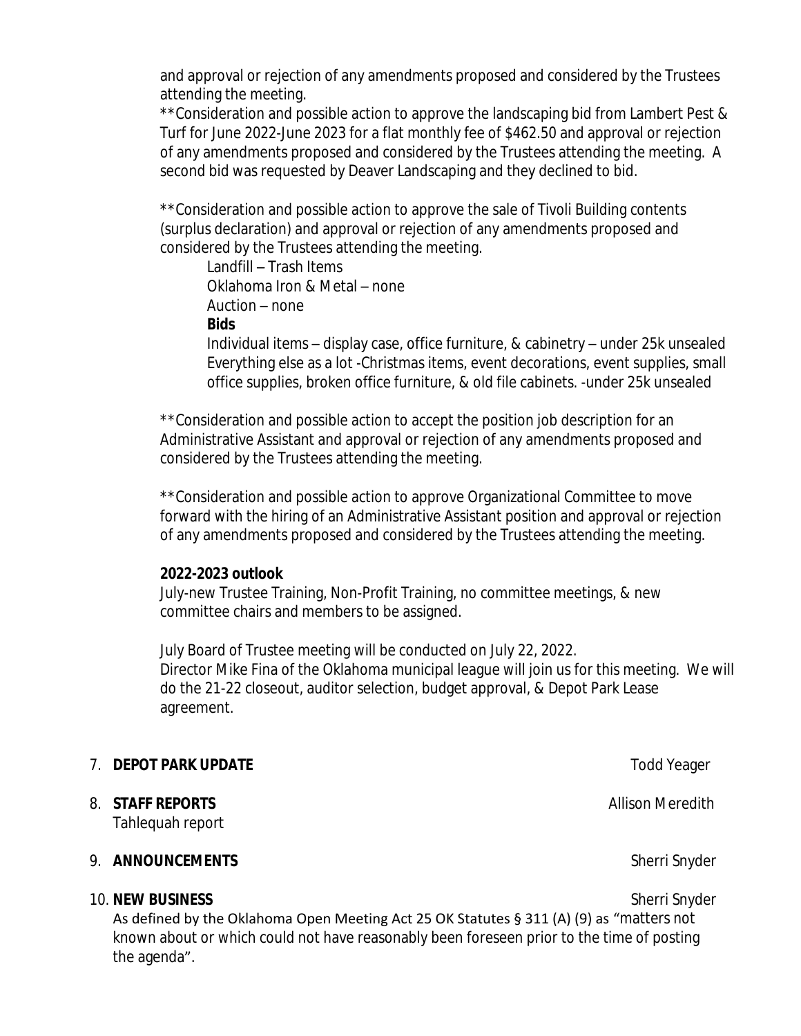and approval or rejection of any amendments proposed and considered by the Trustees attending the meeting.

**Consideration and possible action to approve the landscaping bid from Lambert Pest & Turf for June 2022-June 2023 for a flat monthly fee of $462.50 and approval or rejection of any amendments proposed and considered by the Trustees attending the meeting. A second bid was requested by Deaver Landscaping and they declined to bid.

**Consideration and possible action to approve the sale of Tivoli Building contents (surplus declaration) and approval or rejection of any amendments proposed and considered by the Trustees attending the meeting.

Landfill – Trash Items
Oklahoma Iron & Metal – none
Auction – none
**Bids**
Individual items – display case, office furniture, & cabinetry – under 25k unsealed
Everything else as a lot -Christmas items, event decorations, event supplies, small office supplies, broken office furniture, & old file cabinets. -under 25k unsealed

**Consideration and possible action to accept the position job description for an Administrative Assistant and approval or rejection of any amendments proposed and considered by the Trustees attending the meeting.

**Consideration and possible action to approve Organizational Committee to move forward with the hiring of an Administrative Assistant position and approval or rejection of any amendments proposed and considered by the Trustees attending the meeting.

**2022-2023 outlook**
July-new Trustee Training, Non-Profit Training, no committee meetings, & new committee chairs and members to be assigned.

July Board of Trustee meeting will be conducted on July 22, 2022.
Director Mike Fina of the Oklahoma municipal league will join us for this meeting. We will do the 21-22 closeout, auditor selection, budget approval, & Depot Park Lease agreement.

7. **DEPOT PARK UPDATE** — Todd Yeager

8. **STAFF REPORTS** — Allison Meredith
   Tahlequah report

9. **ANNOUNCEMENTS** — Sherri Snyder

10. **NEW BUSINESS** — Sherri Snyder
    As defined by the Oklahoma Open Meeting Act 25 OK Statutes § 311 (A) (9) as "matters not known about or which could not have reasonably been foreseen prior to the time of posting the agenda".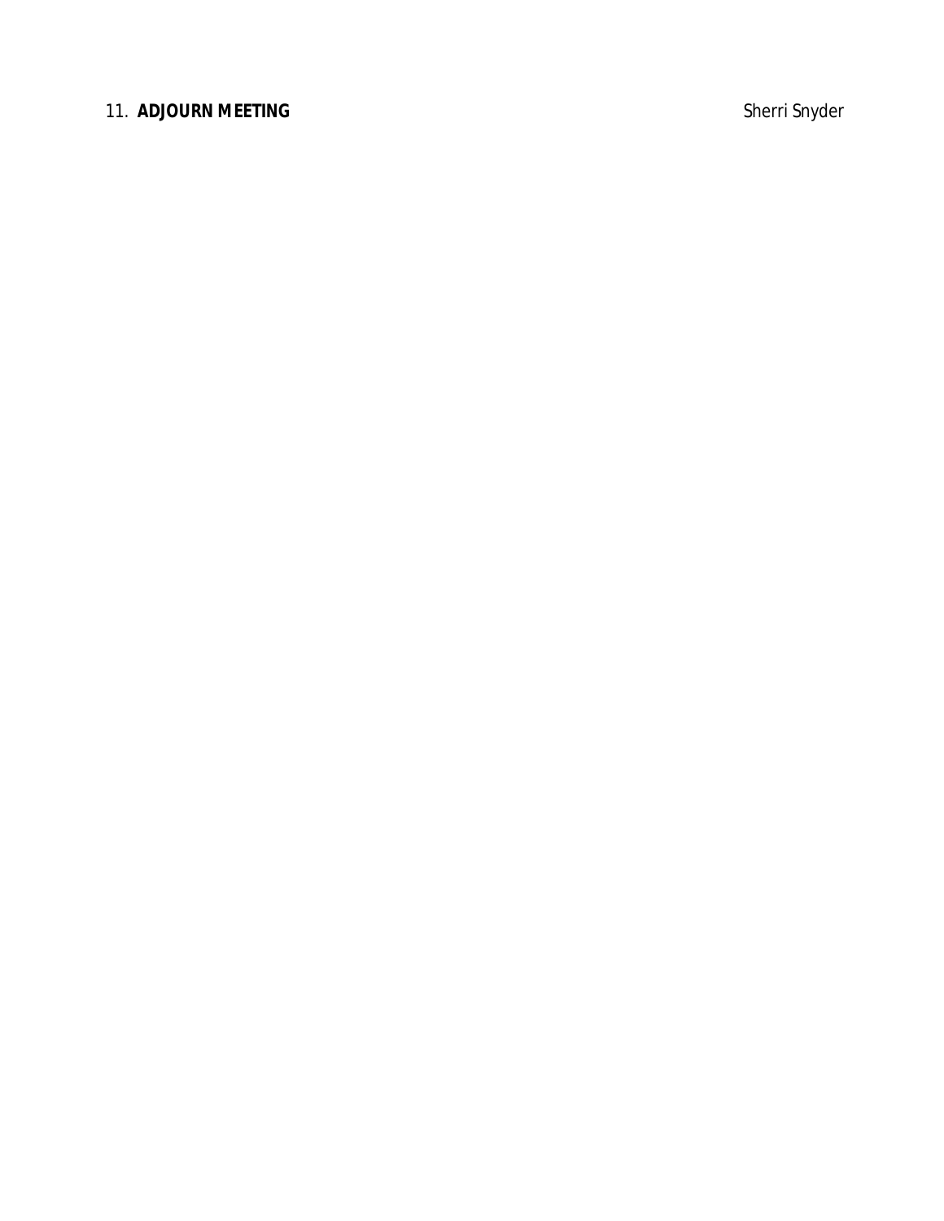11. **ADJOURN MEETING** *Sherri Snyder*